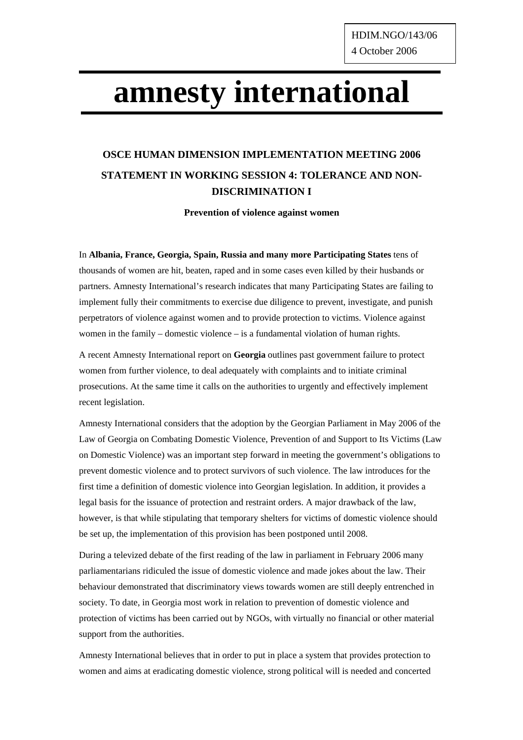HDIM.NGO/143/06
4 October 2006

# amnesty international

## OSCE HUMAN DIMENSION IMPLEMENTATION MEETING 2006

## STATEMENT IN WORKING SESSION 4: TOLERANCE AND NON-DISCRIMINATION I

### Prevention of violence against women

In **Albania, France, Georgia, Spain, Russia and many more Participating States** tens of thousands of women are hit, beaten, raped and in some cases even killed by their husbands or partners. Amnesty International's research indicates that many Participating States are failing to implement fully their commitments to exercise due diligence to prevent, investigate, and punish perpetrators of violence against women and to provide protection to victims. Violence against women in the family – domestic violence – is a fundamental violation of human rights.

A recent Amnesty International report on **Georgia** outlines past government failure to protect women from further violence, to deal adequately with complaints and to initiate criminal prosecutions. At the same time it calls on the authorities to urgently and effectively implement recent legislation.

Amnesty International considers that the adoption by the Georgian Parliament in May 2006 of the Law of Georgia on Combating Domestic Violence, Prevention of and Support to Its Victims (Law on Domestic Violence) was an important step forward in meeting the government's obligations to prevent domestic violence and to protect survivors of such violence. The law introduces for the first time a definition of domestic violence into Georgian legislation. In addition, it provides a legal basis for the issuance of protection and restraint orders. A major drawback of the law, however, is that while stipulating that temporary shelters for victims of domestic violence should be set up, the implementation of this provision has been postponed until 2008.

During a televized debate of the first reading of the law in parliament in February 2006 many parliamentarians ridiculed the issue of domestic violence and made jokes about the law. Their behaviour demonstrated that discriminatory views towards women are still deeply entrenched in society. To date, in Georgia most work in relation to prevention of domestic violence and protection of victims has been carried out by NGOs, with virtually no financial or other material support from the authorities.

Amnesty International believes that in order to put in place a system that provides protection to women and aims at eradicating domestic violence, strong political will is needed and concerted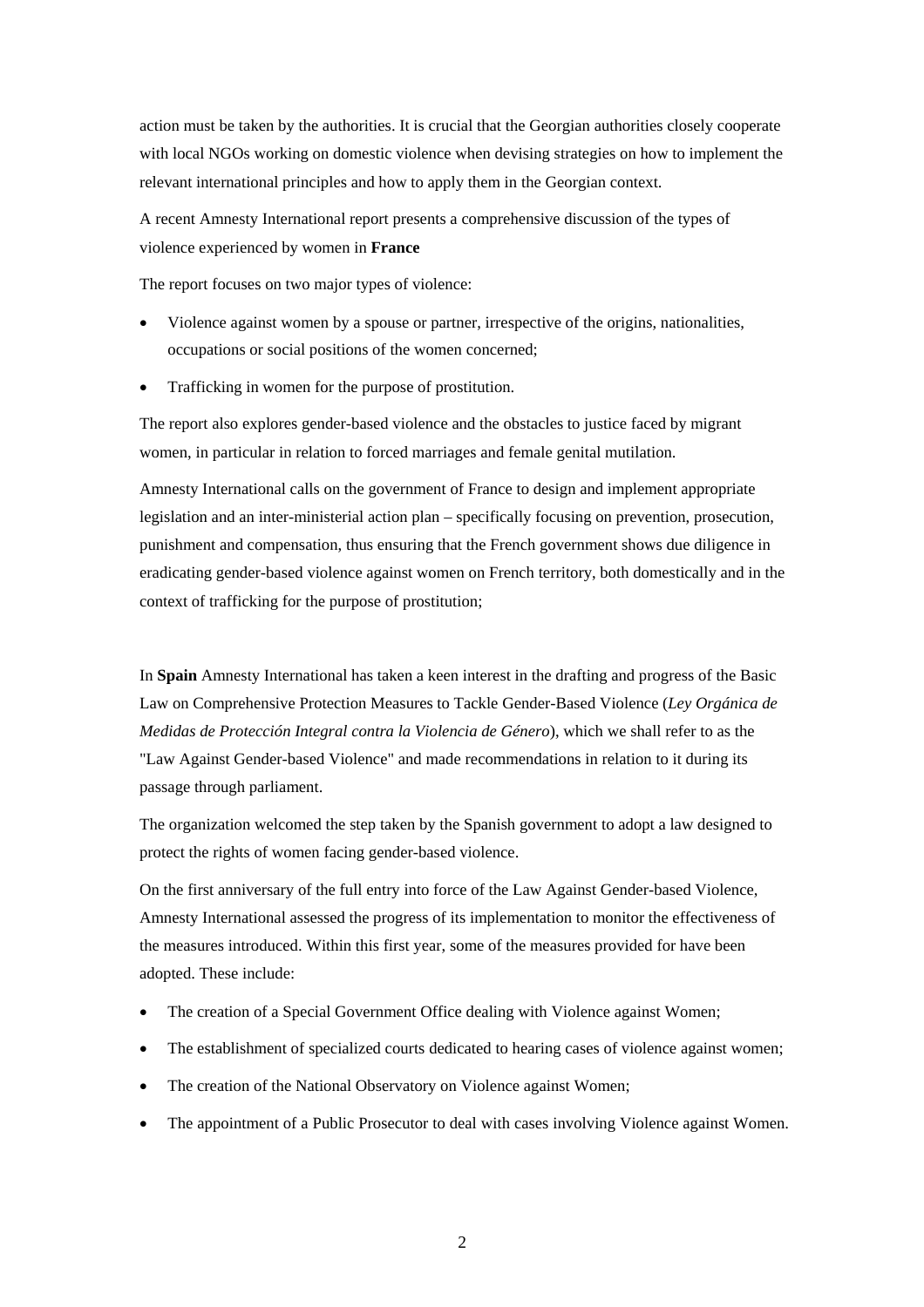action must be taken by the authorities. It is crucial that the Georgian authorities closely cooperate with local NGOs working on domestic violence when devising strategies on how to implement the relevant international principles and how to apply them in the Georgian context.

A recent Amnesty International report presents a comprehensive discussion of the types of violence experienced by women in **France**

The report focuses on two major types of violence:

- Violence against women by a spouse or partner, irrespective of the origins, nationalities, occupations or social positions of the women concerned;
- Trafficking in women for the purpose of prostitution.

The report also explores gender-based violence and the obstacles to justice faced by migrant women, in particular in relation to forced marriages and female genital mutilation.

Amnesty International calls on the government of France to design and implement appropriate legislation and an inter-ministerial action plan – specifically focusing on prevention, prosecution, punishment and compensation, thus ensuring that the French government shows due diligence in eradicating gender-based violence against women on French territory, both domestically and in the context of trafficking for the purpose of prostitution;

In **Spain** Amnesty International has taken a keen interest in the drafting and progress of the Basic Law on Comprehensive Protection Measures to Tackle Gender-Based Violence (*Ley Orgánica de Medidas de Protección Integral contra la Violencia de Género*), which we shall refer to as the "Law Against Gender-based Violence" and made recommendations in relation to it during its passage through parliament.

The organization welcomed the step taken by the Spanish government to adopt a law designed to protect the rights of women facing gender-based violence.

On the first anniversary of the full entry into force of the Law Against Gender-based Violence, Amnesty International assessed the progress of its implementation to monitor the effectiveness of the measures introduced. Within this first year, some of the measures provided for have been adopted. These include:

- The creation of a Special Government Office dealing with Violence against Women;
- The establishment of specialized courts dedicated to hearing cases of violence against women;
- The creation of the National Observatory on Violence against Women;
- The appointment of a Public Prosecutor to deal with cases involving Violence against Women.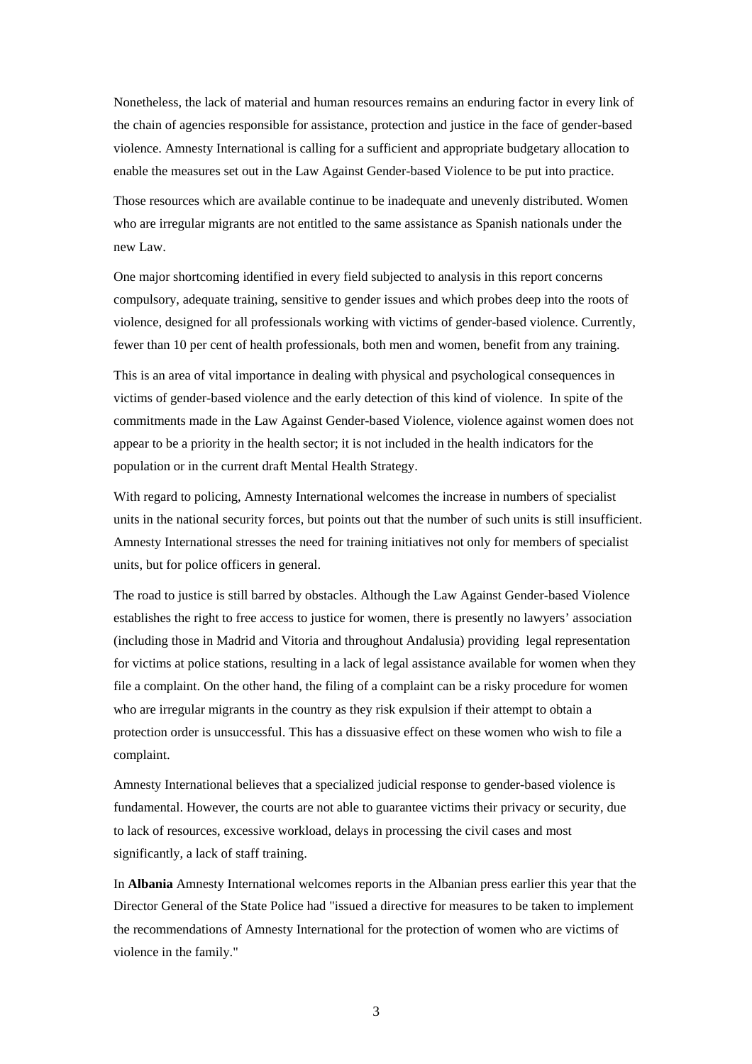Nonetheless, the lack of material and human resources remains an enduring factor in every link of the chain of agencies responsible for assistance, protection and justice in the face of gender-based violence. Amnesty International is calling for a sufficient and appropriate budgetary allocation to enable the measures set out in the Law Against Gender-based Violence to be put into practice.

Those resources which are available continue to be inadequate and unevenly distributed. Women who are irregular migrants are not entitled to the same assistance as Spanish nationals under the new Law.

One major shortcoming identified in every field subjected to analysis in this report concerns compulsory, adequate training, sensitive to gender issues and which probes deep into the roots of violence, designed for all professionals working with victims of gender-based violence. Currently, fewer than 10 per cent of health professionals, both men and women, benefit from any training.

This is an area of vital importance in dealing with physical and psychological consequences in victims of gender-based violence and the early detection of this kind of violence. In spite of the commitments made in the Law Against Gender-based Violence, violence against women does not appear to be a priority in the health sector; it is not included in the health indicators for the population or in the current draft Mental Health Strategy.

With regard to policing, Amnesty International welcomes the increase in numbers of specialist units in the national security forces, but points out that the number of such units is still insufficient. Amnesty International stresses the need for training initiatives not only for members of specialist units, but for police officers in general.

The road to justice is still barred by obstacles. Although the Law Against Gender-based Violence establishes the right to free access to justice for women, there is presently no lawyers' association (including those in Madrid and Vitoria and throughout Andalusia) providing legal representation for victims at police stations, resulting in a lack of legal assistance available for women when they file a complaint. On the other hand, the filing of a complaint can be a risky procedure for women who are irregular migrants in the country as they risk expulsion if their attempt to obtain a protection order is unsuccessful. This has a dissuasive effect on these women who wish to file a complaint.

Amnesty International believes that a specialized judicial response to gender-based violence is fundamental. However, the courts are not able to guarantee victims their privacy or security, due to lack of resources, excessive workload, delays in processing the civil cases and most significantly, a lack of staff training.

In **Albania** Amnesty International welcomes reports in the Albanian press earlier this year that the Director General of the State Police had "issued a directive for measures to be taken to implement the recommendations of Amnesty International for the protection of women who are victims of violence in the family."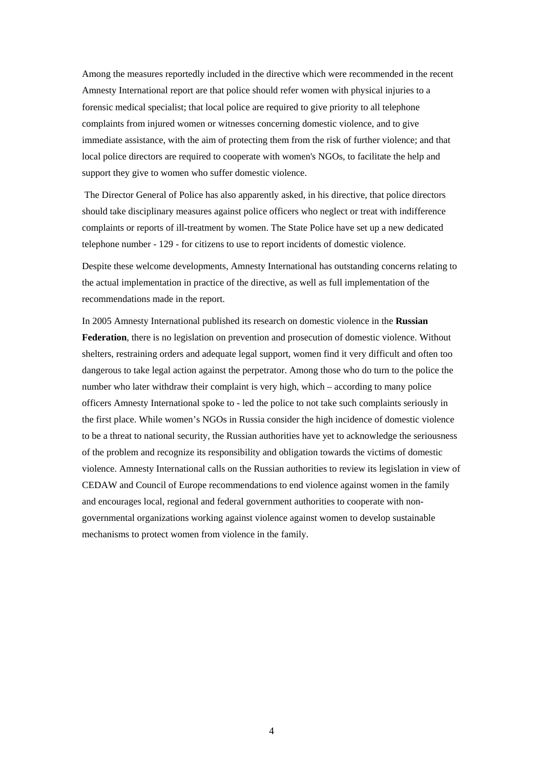Among the measures reportedly included in the directive which were recommended in the recent Amnesty International report are that police should refer women with physical injuries to a forensic medical specialist; that local police are required to give priority to all telephone complaints from injured women or witnesses concerning domestic violence, and to give immediate assistance, with the aim of protecting them from the risk of further violence; and that local police directors are required to cooperate with women's NGOs, to facilitate the help and support they give to women who suffer domestic violence.

The Director General of Police has also apparently asked, in his directive, that police directors should take disciplinary measures against police officers who neglect or treat with indifference complaints or reports of ill-treatment by women. The State Police have set up a new dedicated telephone number - 129 - for citizens to use to report incidents of domestic violence.

Despite these welcome developments, Amnesty International has outstanding concerns relating to the actual implementation in practice of the directive, as well as full implementation of the recommendations made in the report.

In 2005 Amnesty International published its research on domestic violence in the **Russian Federation**, there is no legislation on prevention and prosecution of domestic violence. Without shelters, restraining orders and adequate legal support, women find it very difficult and often too dangerous to take legal action against the perpetrator. Among those who do turn to the police the number who later withdraw their complaint is very high, which – according to many police officers Amnesty International spoke to - led the police to not take such complaints seriously in the first place. While women's NGOs in Russia consider the high incidence of domestic violence to be a threat to national security, the Russian authorities have yet to acknowledge the seriousness of the problem and recognize its responsibility and obligation towards the victims of domestic violence. Amnesty International calls on the Russian authorities to review its legislation in view of CEDAW and Council of Europe recommendations to end violence against women in the family and encourages local, regional and federal government authorities to cooperate with non-governmental organizations working against violence against women to develop sustainable mechanisms to protect women from violence in the family.